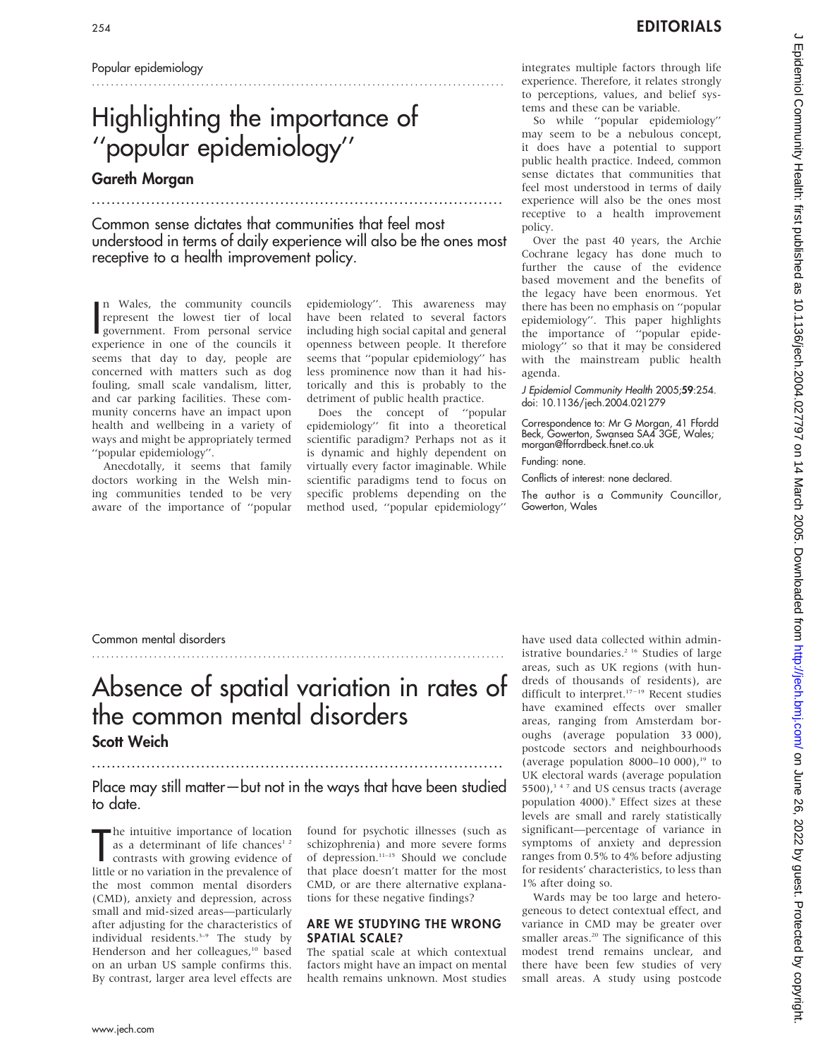Popular epidemiology

# Highlighting the importance of "popular epidemiology"

**Gareth Morgan**

Common sense dictates that communities that feel most understood in terms of daily experience will also be the ones most receptive to a health improvement policy.

In Wales, the community councils represent the lowest tier of local government. From personal service experience in one of the councils it seems that day to day, people are concerned with matters such as dog fouling, small scale vandalism, litter, and car parking facilities. These community concerns have an impact upon health and wellbeing in a variety of ways and might be appropriately termed "popular epidemiology".

Anecdotally, it seems that family doctors working in the Welsh mining communities tended to be very aware of the importance of "popular epidemiology". This awareness may have been related to several factors including high social capital and general openness between people. It therefore seems that "popular epidemiology" has less prominence now than it had historically and this is probably to the detriment of public health practice.

Does the concept of "popular epidemiology" fit into a theoretical scientific paradigm? Perhaps not as it is dynamic and highly dependent on virtually every factor imaginable. While scientific paradigms tend to focus on specific problems depending on the method used, "popular epidemiology" integrates multiple factors through life experience. Therefore, it relates strongly to perceptions, values, and belief systems and these can be variable.

So while "popular epidemiology" may seem to be a nebulous concept, it does have a potential to support public health practice. Indeed, common sense dictates that communities that feel most understood in terms of daily experience will also be the ones most receptive to a health improvement policy.

Over the past 40 years, the Archie Cochrane legacy has done much to further the cause of the evidence based movement and the benefits of the legacy have been enormous. Yet there has been no emphasis on "popular epidemiology". This paper highlights the importance of "popular epidemiology" so that it may be considered with the mainstream public health agenda.

*J Epidemiol Community Health* 2005;**59**:254. doi: 10.1136/jech.2004.021279

Correspondence to: Mr G Morgan, 41 Ffordd Beck, Gowerton, Swansea SA4 3GE, Wales; morgan@fforrdbeck.fsnet.co.uk

Funding: none.

Conflicts of interest: none declared.

The author is a Community Councillor, Gowerton, Wales

Common mental disorders

# Absence of spatial variation in rates of the common mental disorders

**Scott Weich**

Place may still matter—but not in the ways that have been studied to date.

The intuitive importance of location as a determinant of life chances[1 2] contrasts with growing evidence of little or no variation in the prevalence of the most common mental disorders (CMD), anxiety and depression, across small and mid-sized areas—particularly after adjusting for the characteristics of individual residents.[3–9] The study by Henderson and her colleagues,[10] based on an urban US sample confirms this. By contrast, larger area level effects are found for psychotic illnesses (such as schizophrenia) and more severe forms of depression.[11–15] Should we conclude that place doesn't matter for the most CMD, or are there alternative explanations for these negative findings?

## ARE WE STUDYING THE WRONG SPATIAL SCALE?

The spatial scale at which contextual factors might have an impact on mental health remains unknown. Most studies have used data collected within administrative boundaries.[2 16] Studies of large areas, such as UK regions (with hundreds of thousands of residents), are difficult to interpret.[17–19] Recent studies have examined effects over smaller areas, ranging from Amsterdam boroughs (average population 33 000), postcode sectors and neighbourhoods (average population 8000–10 000),[19] to UK electoral wards (average population 5500),[3 4 7] and US census tracts (average population 4000).[9] Effect sizes at these levels are small and rarely statistically significant—percentage of variance in symptoms of anxiety and depression ranges from 0.5% to 4% before adjusting for residents' characteristics, to less than 1% after doing so.

Wards may be too large and heterogeneous to detect contextual effect, and variance in CMD may be greater over smaller areas.[20] The significance of this modest trend remains unclear, and there have been few studies of very small areas. A study using postcode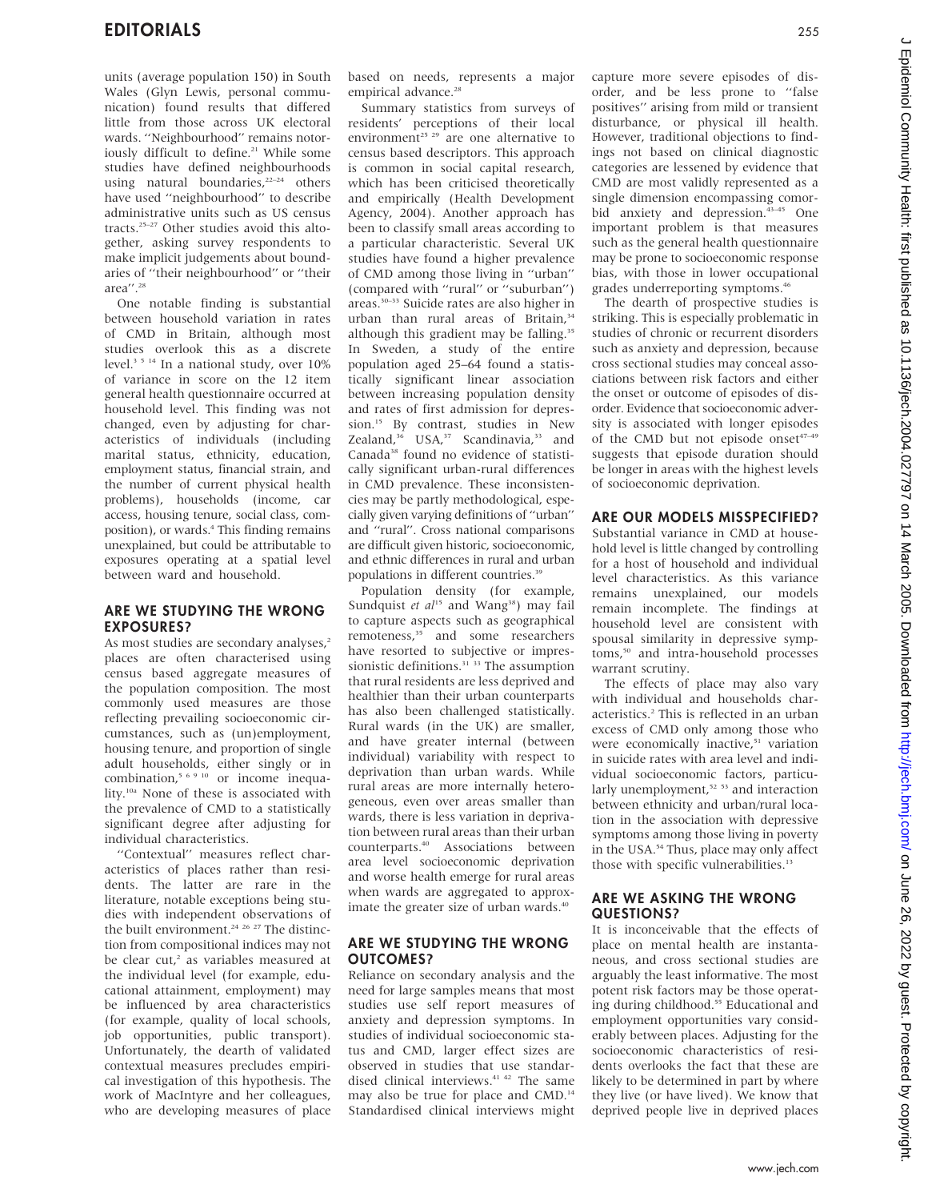units (average population 150) in South Wales (Glyn Lewis, personal communication) found results that differed little from those across UK electoral wards. "Neighbourhood" remains notoriously difficult to define.[21] While some studies have defined neighbourhoods using natural boundaries,[22–24] others have used "neighbourhood" to describe administrative units such as US census tracts.[25–27] Other studies avoid this altogether, asking survey respondents to make implicit judgements about boundaries of "their neighbourhood" or "their area".[28]

One notable finding is substantial between household variation in rates of CMD in Britain, although most studies overlook this as a discrete level.[3 5 14] In a national study, over 10% of variance in score on the 12 item general health questionnaire occurred at household level. This finding was not changed, even by adjusting for characteristics of individuals (including marital status, ethnicity, education, employment status, financial strain, and the number of current physical health problems), households (income, car access, housing tenure, social class, composition), or wards.[4] This finding remains unexplained, but could be attributable to exposures operating at a spatial level between ward and household.

## ARE WE STUDYING THE WRONG EXPOSURES?

As most studies are secondary analyses,[2] places are often characterised using census based aggregate measures of the population composition. The most commonly used measures are those reflecting prevailing socioeconomic circumstances, such as (un)employment, housing tenure, and proportion of single adult households, either singly or in combination,[5 6 9 10] or income inequality.[10a] None of these is associated with the prevalence of CMD to a statistically significant degree after adjusting for individual characteristics.

"Contextual" measures reflect characteristics of places rather than residents. The latter are rare in the literature, notable exceptions being studies with independent observations of the built environment.[24 26 27] The distinction from compositional indices may not be clear cut,[2] as variables measured at the individual level (for example, educational attainment, employment) may be influenced by area characteristics (for example, quality of local schools, job opportunities, public transport). Unfortunately, the dearth of validated contextual measures precludes empirical investigation of this hypothesis. The work of MacIntyre and her colleagues, who are developing measures of place based on needs, represents a major empirical advance.[28]

Summary statistics from surveys of residents' perceptions of their local environment[25 29] are one alternative to census based descriptors. This approach is common in social capital research, which has been criticised theoretically and empirically (Health Development Agency, 2004). Another approach has been to classify small areas according to a particular characteristic. Several UK studies have found a higher prevalence of CMD among those living in "urban" (compared with "rural" or "suburban") areas.[30–33] Suicide rates are also higher in urban than rural areas of Britain,[34] although this gradient may be falling.[35] In Sweden, a study of the entire population aged 25–64 found a statistically significant linear association between increasing population density and rates of first admission for depression.[15] By contrast, studies in New Zealand,[36] USA,[37] Scandinavia,[33] and Canada[38] found no evidence of statistically significant urban-rural differences in CMD prevalence. These inconsistencies may be partly methodological, especially given varying definitions of "urban" and "rural". Cross national comparisons are difficult given historic, socioeconomic, and ethnic differences in rural and urban populations in different countries.[39]

Population density (for example, Sundquist *et al*[15] and Wang[38]) may fail to capture aspects such as geographical remoteness,[35] and some researchers have resorted to subjective or impressionistic definitions.[31 33] The assumption that rural residents are less deprived and healthier than their urban counterparts has also been challenged statistically. Rural wards (in the UK) are smaller, and have greater internal (between individual) variability with respect to deprivation than urban wards. While rural areas are more internally heterogeneous, even over areas smaller than wards, there is less variation in deprivation between rural areas than their urban counterparts.[40] Associations between area level socioeconomic deprivation and worse health emerge for rural areas when wards are aggregated to approximate the greater size of urban wards.[40]

## ARE WE STUDYING THE WRONG OUTCOMES?

Reliance on secondary analysis and the need for large samples means that most studies use self report measures of anxiety and depression symptoms. In studies of individual socioeconomic status and CMD, larger effect sizes are observed in studies that use standardised clinical interviews.[41 42] The same may also be true for place and CMD.[14] Standardised clinical interviews might capture more severe episodes of disorder, and be less prone to "false positives" arising from mild or transient disturbance, or physical ill health. However, traditional objections to findings not based on clinical diagnostic categories are lessened by evidence that CMD are most validly represented as a single dimension encompassing comorbid anxiety and depression.[43–45] One important problem is that measures such as the general health questionnaire may be prone to socioeconomic response bias, with those in lower occupational grades underreporting symptoms.[46]

The dearth of prospective studies is striking. This is especially problematic in studies of chronic or recurrent disorders such as anxiety and depression, because cross sectional studies may conceal associations between risk factors and either the onset or outcome of episodes of disorder. Evidence that socioeconomic adversity is associated with longer episodes of the CMD but not episode onset[47–49] suggests that episode duration should be longer in areas with the highest levels of socioeconomic deprivation.

## ARE OUR MODELS MISSPECIFIED?

Substantial variance in CMD at household level is little changed by controlling for a host of household and individual level characteristics. As this variance remains unexplained, our models remain incomplete. The findings at household level are consistent with spousal similarity in depressive symptoms,[50] and intra-household processes warrant scrutiny.

The effects of place may also vary with individual and households characteristics.[2] This is reflected in an urban excess of CMD only among those who were economically inactive,[51] variation in suicide rates with area level and individual socioeconomic factors, particularly unemployment,[52 53] and interaction between ethnicity and urban/rural location in the association with depressive symptoms among those living in poverty in the USA.[54] Thus, place may only affect those with specific vulnerabilities.[13]

## ARE WE ASKING THE WRONG QUESTIONS?

It is inconceivable that the effects of place on mental health are instantaneous, and cross sectional studies are arguably the least informative. The most potent risk factors may be those operating during childhood.[55] Educational and employment opportunities vary considerably between places. Adjusting for the socioeconomic characteristics of residents overlooks the fact that these are likely to be determined in part by where they live (or have lived). We know that deprived people live in deprived places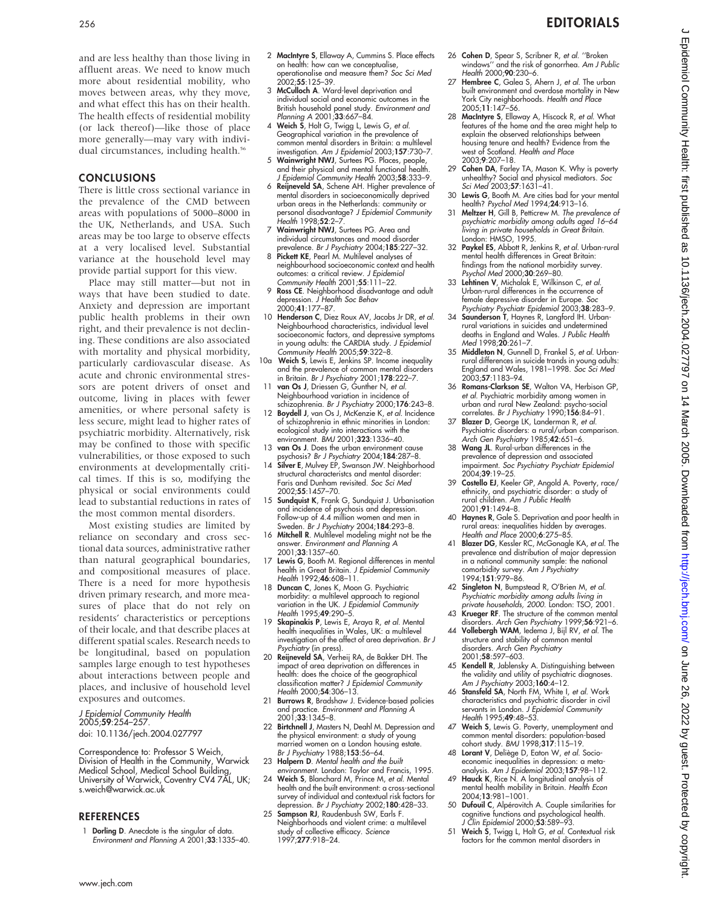and are less healthy than those living in affluent areas. We need to know much more about residential mobility, who moves between areas, why they move, and what effect this has on their health. The health effects of residential mobility (or lack thereof)—like those of place more generally—may vary with individual circumstances, including health.[56]

## CONCLUSIONS

There is little cross sectional variance in the prevalence of the CMD between areas with populations of 5000–8000 in the UK, Netherlands, and USA. Such areas may be too large to observe effects at a very localised level. Substantial variance at the household level may provide partial support for this view.

Place may still matter—but not in ways that have been studied to date. Anxiety and depression are important public health problems in their own right, and their prevalence is not declining. These conditions are also associated with mortality and physical morbidity, particularly cardiovascular disease. As acute and chronic environmental stressors are potent drivers of onset and outcome, living in places with fewer amenities, or where personal safety is less secure, might lead to higher rates of psychiatric morbidity. Alternatively, risk may be confined to those with specific vulnerabilities, or those exposed to such environments at developmentally critical times. If this is so, modifying the physical or social environments could lead to substantial reductions in rates of the most common mental disorders.

Most existing studies are limited by reliance on secondary and cross sectional data sources, administrative rather than natural geographical boundaries, and compositional measures of place. There is a need for more hypothesis driven primary research, and more measures of place that do not rely on residents' characteristics or perceptions of their locale, and that describe places at different spatial scales. Research needs to be longitudinal, based on population samples large enough to test hypotheses about interactions between people and places, and inclusive of household level exposures and outcomes.

*J Epidemiol Community Health* 2005;**59**:254–257.
doi: 10.1136/jech.2004.027797

Correspondence to: Professor S Weich, Division of Health in the Community, Warwick Medical School, Medical School Building, University of Warwick, Coventry CV4 7AL, UK; s.weich@warwick.ac.uk

## REFERENCES

1. **Dorling D**. Anecdote is the singular of data. *Environment and Planning A* 2001;**33**:1335–40.
2. **MacIntyre S**, Ellaway A, Cummins S. Place effects on health: how can we conceptualise, operationalise and measure them? *Soc Sci Med* 2002;**55**:125–39.
3. **McCulloch A**. Ward-level deprivation and individual social and economic outcomes in the British household panel study. *Environment and Planning A* 2001;**33**:667–84.
4. **Weich S**, Holt G, Twigg L, Lewis G, *et al*. Geographical variation in the prevalence of common mental disorders in Britain: a multilevel investigation. *Am J Epidemiol* 2003;**157**:730–7.
5. **Wainwright NWJ**, Surtees PG. Places, people, and their physical and mental functional health. *J Epidemiol Community Health* 2003;**58**:333–9.
6. **Reijneveld SA**, Schene AH. Higher prevalence of mental disorders in socioeconomically deprived urban areas in the Netherlands: community or personal disadvantage? *J Epidemiol Community Health* 1998;**52**:2–7.
7. **Wainwright NWJ**, Surtees PG. Area and individual circumstances and mood disorder prevalence. *Br J Psychiatry* 2004;**185**:227–32.
8. **Pickett KE**, Pearl M. Multilevel analyses of neighbourhood socioeconomic context and health outcomes: a critical review. *J Epidemiol Community Health* 2001;**55**:111–22.
9. **Ross CE**. Neighborhood disadvantage and adult depression. *J Health Soc Behav* 2000;**41**:177–87.
10. **Henderson C**, Diez Roux AV, Jacobs Jr DR, *et al*. Neighbourhood characteristics, individual level socioeconomic factors, and depressive symptoms in young adults: the CARDIA study. *J Epidemiol Community Health* 2005;**59**:322–8.

10a. **Weich S**, Lewis E, Jenkins SP. Income inequality and the prevalence of common mental disorders in Britain. *Br J Psychiatry* 2001;**178**:222–7.

11. **van Os J**, Driessen G, Gunther N, *et al*. Neighbourhood variation in incidence of schizophrenia. *Br J Psychiatry* 2000;**176**:243–8.
12. **Boydell J**, van Os J, McKenzie K, *et al*. Incidence of schizophrenia in ethnic minorities in London: ecological study into interactions with the environment. *BMJ* 2001;**323**:1336–40.
13. **van Os J**. Does the urban environment cause psychosis? *Br J Psychiatry* 2004;**184**:287–8.
14. **Silver E**, Mulvey EP, Swanson JW. Neighborhood structural characteristcs and mental disorder: Faris and Dunham revisited. *Soc Sci Med* 2002;**55**:1457–70.
15. **Sundquist K**, Frank G, Sundquist J. Urbanisation and incidence of psychosis and depression. Follow-up of 4.4 million women and men in Sweden. *Br J Psychiatry* 2004;**184**:293–8.
16. **Mitchell R**. Multilevel modeling might not be the answer. *Environment and Planning A* 2001;**33**:1357–60.
17. **Lewis G**, Booth M. Regional differences in mental health in Great Britain. *J Epidemiol Community Health* 1992;**46**:608–11.
18. **Duncan C**, Jones K, Moon G. Psychiatric morbidity: a multilevel approach to regional variation in the UK. *J Epidemiol Community Health* 1995;**49**:290–5.
19. **Skapinakis P**, Lewis E, Araya R, *et al*. Mental health inequalities in Wales, UK: a multilevel investigation of the affect of area deprivation. *Br J Psychiatry* (in press).
20. **Reijneveld SA**, Verheij RA, de Bakker DH. The impact of area deprivation on differences in health: does the choice of the geographical classification matter? *J Epidemiol Community Health* 2000;**54**:306–13.
21. **Burrows R**, Bradshaw J. Evidence-based policies and practice. *Environment and Planning A* 2001;**33**:1345–8.
22. **Birtchnell J**, Masters N, Deahl M. Depression and the physical environment: a study of young married women on a London housing estate. *Br J Psychiatry* 1988;**153**:56–64.
23. **Halpern D**. *Mental health and the built environment*. London: Taylor and Francis, 1995.
24. **Weich S**, Blanchard M, Prince M, *et al*. Mental health and the built environment: a cross-sectional survey of individual and contextual risk factors for depression. *Br J Psychiatry* 2002;**180**:428–33.
25. **Sampson RJ**, Raudenbush SW, Earls F. Neighborhoods and violent crime: a multilevel study of collective efficacy. *Science* 1997;**277**:918–24.
26. **Cohen D**, Spear S, Scribner R, *et al*. "Broken windows" and the risk of gonorrhea. *Am J Public Health* 2000;**90**:230–6.
27. **Hembree C**, Galea S, Ahern J, *et al*. The urban built environment and overdose mortality in New York City neighborhoods. *Health and Place* 2005;**11**:147–56.
28. **MacIntyre S**, Ellaway A, Hiscock R, *et al*. What features of the home and the area might help to explain the observed relationships between housing tenure and health? Evidence from the west of Scotland. *Health and Place* 2003;**9**:207–18.
29. **Cohen DA**, Farley TA, Mason K. Why is poverty unhealthy? Social and physical mediators. *Soc Sci Med* 2003;**57**:1631–41.
30. **Lewis G**, Booth M. Are cities bad for your mental health? *Psychol Med* 1994;**24**:913–16.
31. **Meltzer H**, Gill B, Petticrew M. *The prevalence of psychiatric morbidity among adults aged 16–64 living in private households in Great Britain*. London: HMSO, 1995.
32. **Paykel ES**, Abbott R, Jenkins R, *et al*. Urban-rural mental health differences in Great Britain: findings from the national morbidity survey. *Psychol Med* 2000;**30**:269–80.
33. **Lehtinen V**, Michalak E, Wilkinson C, *et al*. Urban-rural differences in the occurrence of female depressive disorder in Europe. *Soc Psychiatry Psychiatr Epidemiol* 2003;**38**:283–9.
34. **Saunderson T**, Haynes R, Langford IH. Urban-rural variations in suicides and undetermined deaths in England and Wales. *J Public Health Med* 1998;**20**:261–7.
35. **Middleton N**, Gunnell D, Frankel S, *et al*. Urban-rural differences in suicide trands in young adults: England and Wales, 1981–1998. *Soc Sci Med* 2003;**57**:1183–94.
36. **Romans-Clarkson SE**, Walton VA, Herbison GP, *et al*. Psychiatric morbidity among women in urban and rural New Zealand: psycho-social correlates. *Br J Psychiatry* 1990;**156**:84–91.
37. **Blazer D**, George LK, Landerman R, *et al*. Psychiatric disorders: a rural/urban comparison. *Arch Gen Psychiatry* 1985;**42**:651–6.
38. **Wang JL**. Rural-urban differences in the prevalence of depression and associated impairment. *Soc Psychiatry Psychiatr Epidemiol* 2004;**39**:19–25.
39. **Costello EJ**, Keeler GP, Angold A. Poverty, race/ethnicity, and psychiatric disorder: a study of rural children. *Am J Public Health* 2001;**91**:1494–8.
40. **Haynes R**, Gale S. Deprivation and poor health in rural areas: inequalities hidden by averages. *Health and Place* 2000;**6**:275–85.
41. **Blazer DG**, Kessler RC, McGonagle KA, *et al*. The prevalence and distribution of major depression in a national community sample: the national comorbidity survey. *Am J Psychiatry* 1994;**151**:979–86.
42. **Singleton N**, Bumpstead R, O'Brien M, *et al*. *Psychiatric morbidity among adults living in private households, 2000*. London: TSO, 2001.
43. **Krueger RF**. The structure of the common mental disorders. *Arch Gen Psychiatry* 1999;**56**:921–6.
44. **Vollebergh WAM**, Iedema J, Bijl RV, *et al*. The structure and stability of common mental disorders. *Arch Gen Psychiatry* 2001;**58**:597–603.
45. **Kendell R**, Jablensky A. Distinguishing between the validity and utility of psychiatric diagnoses. *Am J Psychiatry* 2003;**160**:4–12.
46. **Stansfeld SA**, North FM, White I, *et al*. Work characteristics and psychiatric disorder in civil servants in London. *J Epidemiol Community Health* 1995;**49**:48–53.
47. **Weich S**, Lewis G. Poverty, unemployment and common mental disorders: population-based cohort study. *BMJ* 1998;**317**:115–19.
48. **Lorant V**, Deliège D, Eaton W, *et al*. Socio-economic inequalities in depression: a meta-analysis. *Am J Epidemiol* 2003;**157**:98–112.
49. **Hauck K**, Rice N. A longitudinal analysis of mental health mobility in Britain. *Health Econ* 2004;**13**:981–1001.
50. **Dufouil C**, Alpérovitch A. Couple similarities for cognitive functions and psychological health. *J Clin Epidemiol* 2000;**53**:589–93.
51. **Weich S**, Twigg L, Holt G, *et al*. Contextual risk factors for the common mental disorders in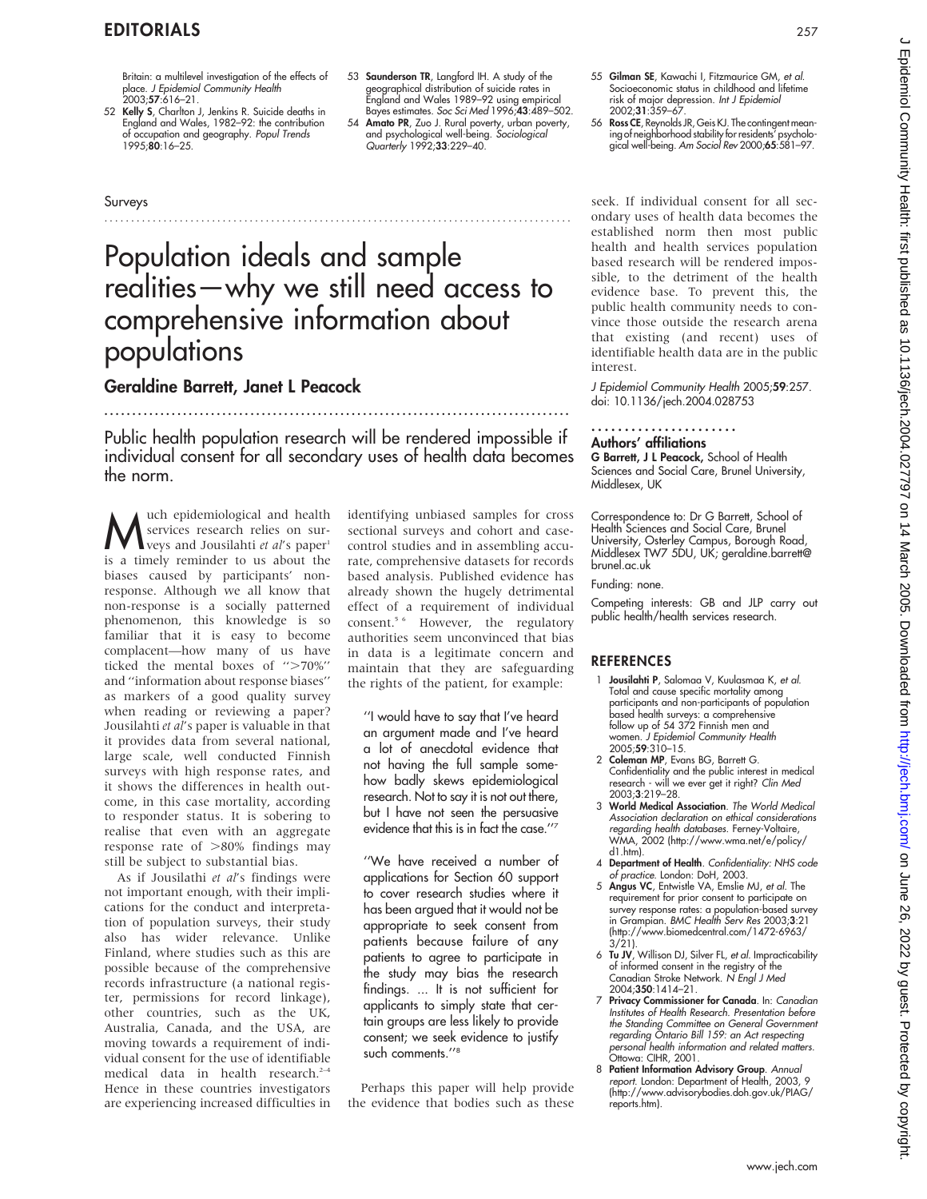Britain: a multilevel investigation of the effects of place. *J Epidemiol Community Health* 2003;**57**:616–21.

52 **Kelly S**, Charlton J, Jenkins R. Suicide deaths in England and Wales, 1982–92: the contribution of occupation and geography. *Popul Trends* 1995;**80**:16–25.

53 **Saunderson TR**, Langford IH. A study of the geographical distribution of suicide rates in England and Wales 1989–92 using empirical Bayes estimates. *Soc Sci Med* 1996;**43**:489–502.

54 **Amato PR**, Zuo J. Rural poverty, urban poverty, and psychological well-being. *Sociological Quarterly* 1992;**33**:229–40.

55 **Gilman SE**, Kawachi I, Fitzmaurice GM, *et al*. Socioeconomic status in childhood and lifetime risk of major depression. *Int J Epidemiol* 2002;**31**:359–67.

56 **Ross CE**, Reynolds JR, Geis KJ. The contingent meaning of neighborhood stability for residents' psychological well-being. *Am Sociol Rev* 2000;**65**:581–97.

Surveys

# Population ideals and sample realities—why we still need access to comprehensive information about populations

## Geraldine Barrett, Janet L Peacock

Public health population research will be rendered impossible if individual consent for all secondary uses of health data becomes the norm.

Much epidemiological and health services research relies on surveys and Jousilahti *et al*'s paper[1] is a timely reminder to us about the biases caused by participants' non-response. Although we all know that non-response is a socially patterned phenomenon, this knowledge is so familiar that it is easy to become complacent—how many of us have ticked the mental boxes of ">70%" and "information about response biases" as markers of a good quality survey when reading or reviewing a paper? Jousilahti *et al*'s paper is valuable in that it provides data from several national, large scale, well conducted Finnish surveys with high response rates, and it shows the differences in health outcome, in this case mortality, according to responder status. It is sobering to realise that even with an aggregate response rate of >80% findings may still be subject to substantial bias.

As if Jousilathi *et al*'s findings were not important enough, with their implications for the conduct and interpretation of population surveys, their study also has wider relevance. Unlike Finland, where studies such as this are possible because of the comprehensive records infrastructure (a national register, permissions for record linkage), other countries, such as the UK, Australia, Canada, and the USA, are moving towards a requirement of individual consent for the use of identifiable medical data in health research.[2–4] Hence in these countries investigators are experiencing increased difficulties in identifying unbiased samples for cross sectional surveys and cohort and case-control studies and in assembling accurate, comprehensive datasets for records based analysis. Published evidence has already shown the hugely detrimental effect of a requirement of individual consent.[5 6] However, the regulatory authorities seem unconvinced that bias in data is a legitimate concern and maintain that they are safeguarding the rights of the patient, for example:

> "I would have to say that I've heard an argument made and I've heard a lot of anecdotal evidence that not having the full sample somehow badly skews epidemiological research. Not to say it is not out there, but I have not seen the persuasive evidence that this is in fact the case."[7]

> "We have received a number of applications for Section 60 support to cover research studies where it has been argued that it would not be appropriate to seek consent from patients because failure of any patients to agree to participate in the study may bias the research findings. ... It is not sufficient for applicants to simply state that certain groups are less likely to provide consent; we seek evidence to justify such comments."[8]

Perhaps this paper will help provide the evidence that bodies such as these seek. If individual consent for all secondary uses of health data becomes the established norm then most public health and health services population based research will be rendered impossible, to the detriment of the health evidence base. To prevent this, the public health community needs to convince those outside the research arena that existing (and recent) uses of identifiable health data are in the public interest.

*J Epidemiol Community Health* 2005;**59**:257.
doi: 10.1136/jech.2004.028753

### Authors' affiliations

**G Barrett, J L Peacock,** School of Health Sciences and Social Care, Brunel University, Middlesex, UK

Correspondence to: Dr G Barrett, School of Health Sciences and Social Care, Brunel University, Osterley Campus, Borough Road, Middlesex TW7 5DU, UK; geraldine.barrett@brunel.ac.uk

Funding: none.

Competing interests: GB and JLP carry out public health/health services research.

## REFERENCES

1 **Jousilahti P**, Salomaa V, Kuulasmaa K, *et al*. Total and cause specific mortality among participants and non-participants of population based health surveys: a comprehensive follow up of 54 372 Finnish men and women. *J Epidemiol Community Health* 2005;**59**:310–15.

2 **Coleman MP**, Evans BG, Barrett G. Confidentiality and the public interest in medical research - will we ever get it right? *Clin Med* 2003;**3**:219–28.

3 **World Medical Association**. *The World Medical Association declaration on ethical considerations regarding health databases*. Ferney-Voltaire, WMA, 2002 (http://www.wma.net/e/policy/d1.htm).

4 **Department of Health**. *Confidentiality: NHS code of practice*. London: DoH, 2003.

5 **Angus VC**, Entwistle VA, Emslie MJ, *et al*. The requirement for prior consent to participate on survey response rates: a population-based survey in Grampian. *BMC Health Serv Res* 2003;**3**:21 (http://www.biomedcentral.com/1472-6963/3/21).

6 **Tu JV**, Willison DJ, Silver FL, *et al*. Impracticability of informed consent in the registry of the Canadian Stroke Network. *N Engl J Med* 2004;**350**:1414–21.

7 **Privacy Commissioner for Canada**. In: *Canadian Institutes of Health Research. Presentation before the Standing Committee on General Government regarding Ontario Bill 159: an Act respecting personal health information and related matters*. Ottowa: CIHR, 2001.

8 **Patient Information Advisory Group**. *Annual report*. London: Department of Health, 2003, 9 (http://www.advisorybodies.doh.gov.uk/PIAG/reports.htm).